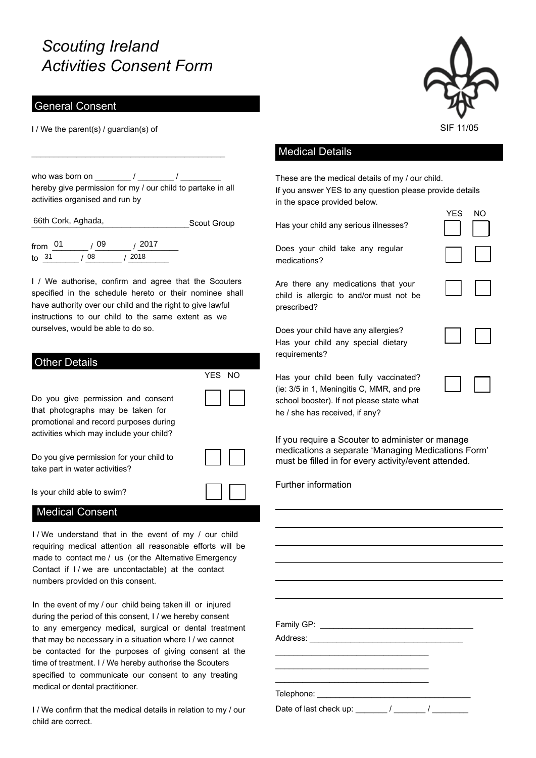# *Scouting Ireland Activities Consent Form*

SIF 11/05

## General Consent

I / We the parent(s) / guardian(s) of

\_\_\_\_\_\_\_\_\_\_\_\_\_\_\_\_\_\_\_\_\_\_\_\_\_\_\_\_\_\_\_\_\_\_\_\_\_\_\_\_\_\_

who was born on \_\_\_\_\_\_\_\_ / \_\_\_\_\_\_\_\_ / \_\_\_\_\_\_\_\_\_
hereby give permission for my / our child to partake in all activities organised and run by

66th Cork, Aghada, Scout Group

from 01 / 09 / 2017
to 31 / 08 / 2018

I / We authorise, confirm and agree that the Scouters specified in the schedule hereto or their nominee shall have authority over our child and the right to give lawful instructions to our child to the same extent as we ourselves, would be able to do so.

## Other Details

| | YES | NO |
|---|---|---|
| Do you give permission and consent that photographs may be taken for promotional and record purposes during activities which may include your child? | ☐ | ☐ |
| Do you give permission for your child to take part in water activities? | ☐ | ☐ |
| Is your child able to swim? | ☐ | ☐ |

## Medical Consent

I / We understand that in the event of my / our child requiring medical attention all reasonable efforts will be made to contact me / us (or the Alternative Emergency Contact if I / we are uncontactable) at the contact numbers provided on this consent.

In the event of my / our child being taken ill or injured during the period of this consent, I / we hereby consent to any emergency medical, surgical or dental treatment that may be necessary in a situation where I / we cannot be contacted for the purposes of giving consent at the time of treatment. I / We hereby authorise the Scouters specified to communicate our consent to any treating medical or dental practitioner.

I / We confirm that the medical details in relation to my / our child are correct.

## Medical Details

These are the medical details of my / our child.
If you answer YES to any question please provide details in the space provided below.

| | YES | NO |
|---|---|---|
| Has your child any serious illnesses? | ☐ | ☐ |
| Does your child take any regular medications? | ☐ | ☐ |
| Are there any medications that your child is allergic to and/or must not be prescribed? | ☐ | ☐ |
| Does your child have any allergies? Has your child any special dietary requirements? | ☐ | ☐ |
| Has your child been fully vaccinated? (ie: 3/5 in 1, Meningitis C, MMR, and pre school booster). If not please state what he / she has received, if any? | ☐ | ☐ |

If you require a Scouter to administer or manage medications a separate 'Managing Medications Form' must be filled in for every activity/event attended.

Further information

\_\_\_\_\_\_\_\_\_\_\_\_\_\_\_\_\_\_\_\_\_\_\_\_\_\_\_\_\_\_\_\_\_\_\_\_\_\_\_\_\_\_

\_\_\_\_\_\_\_\_\_\_\_\_\_\_\_\_\_\_\_\_\_\_\_\_\_\_\_\_\_\_\_\_\_\_\_\_\_\_\_\_\_\_

\_\_\_\_\_\_\_\_\_\_\_\_\_\_\_\_\_\_\_\_\_\_\_\_\_\_\_\_\_\_\_\_\_\_\_\_\_\_\_\_\_\_

\_\_\_\_\_\_\_\_\_\_\_\_\_\_\_\_\_\_\_\_\_\_\_\_\_\_\_\_\_\_\_\_\_\_\_\_\_\_\_\_\_\_

\_\_\_\_\_\_\_\_\_\_\_\_\_\_\_\_\_\_\_\_\_\_\_\_\_\_\_\_\_\_\_\_\_\_\_\_\_\_\_\_\_\_

\_\_\_\_\_\_\_\_\_\_\_\_\_\_\_\_\_\_\_\_\_\_\_\_\_\_\_\_\_\_\_\_\_\_\_\_\_\_\_\_\_\_

Family GP: \_\_\_\_\_\_\_\_\_\_\_\_\_\_\_\_\_\_\_\_\_\_\_\_\_\_\_\_\_\_\_\_\_\_

Address: \_\_\_\_\_\_\_\_\_\_\_\_\_\_\_\_\_\_\_\_\_\_\_\_\_\_\_\_\_\_\_\_\_\_

\_\_\_\_\_\_\_\_\_\_\_\_\_\_\_\_\_\_\_\_\_\_\_\_\_\_\_\_\_\_\_\_\_\_

\_\_\_\_\_\_\_\_\_\_\_\_\_\_\_\_\_\_\_\_\_\_\_\_\_\_\_\_\_\_\_\_\_\_

\_\_\_\_\_\_\_\_\_\_\_\_\_\_\_\_\_\_\_\_\_\_\_\_\_\_\_\_\_\_\_\_\_\_

Telephone: \_\_\_\_\_\_\_\_\_\_\_\_\_\_\_\_\_\_\_\_\_\_\_\_\_\_\_\_\_\_\_\_\_\_

Date of last check up: \_\_\_\_\_\_\_ / \_\_\_\_\_\_\_ / \_\_\_\_\_\_\_\_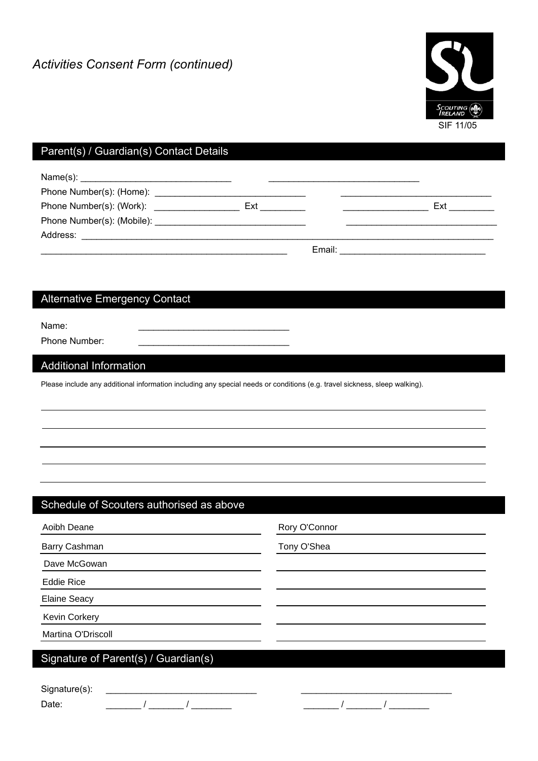# *Activities Consent Form (continued)*

SIF 11/05

## Parent(s) / Guardian(s) Contact Details

Name(s): ______________________________ ______________________________

Phone Number(s): (Home): ______________________________ ______________________________

Phone Number(s): (Work): _________________ Ext _________ _________________ Ext _________

Phone Number(s): (Mobile): ______________________________ ______________________________

Address: ________________________________________________________________________________

__________________________________________________ Email: ______________________________

## Alternative Emergency Contact

Name: ______________________________

Phone Number: ______________________________

## Additional Information

Please include any additional information including any special needs or conditions (e.g. travel sickness, sleep walking).

______________________________________________________________________________

______________________________________________________________________________

______________________________________________________________________________

______________________________________________________________________________

______________________________________________________________________________

## Schedule of Scouters authorised as above

| | |
|---|---|
| Aoibh Deane | Rory O'Connor |
| Barry Cashman | Tony O'Shea |
| Dave McGowan | |
| Eddie Rice | |
| Elaine Seacy | |
| Kevin Corkery | |
| Martina O'Driscoll | |

## Signature of Parent(s) / Guardian(s)

Signature(s): ______________________________ ______________________________

Date: _______ / _______ / ________ _______ / _______ / ________